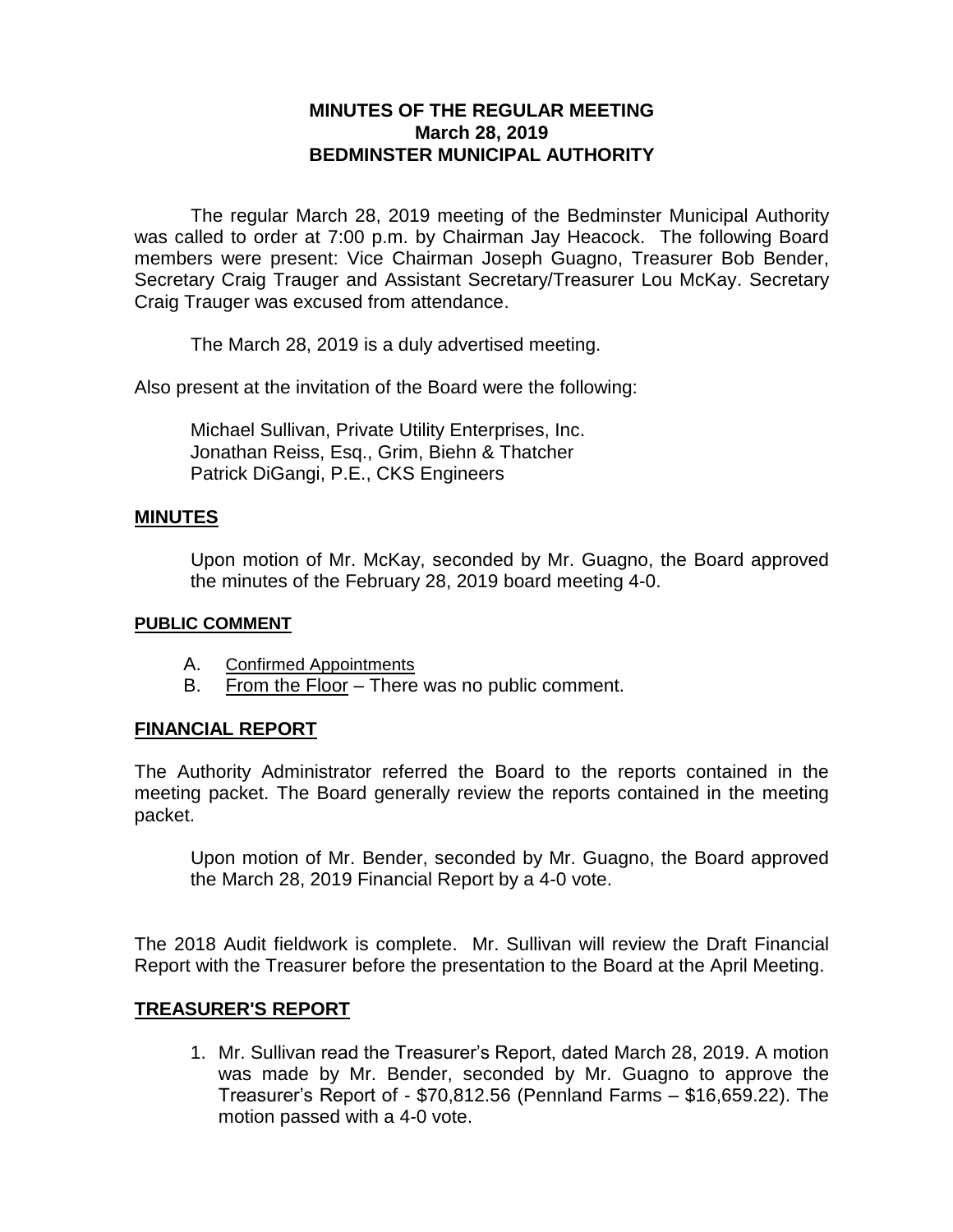**MINUTES OF THE REGULAR MEETING**
**March 28, 2019**
**BEDMINSTER MUNICIPAL AUTHORITY**

The regular March 28, 2019 meeting of the Bedminster Municipal Authority was called to order at 7:00 p.m. by Chairman Jay Heacock. The following Board members were present: Vice Chairman Joseph Guagno, Treasurer Bob Bender, Secretary Craig Trauger and Assistant Secretary/Treasurer Lou McKay. Secretary Craig Trauger was excused from attendance.

The March 28, 2019 is a duly advertised meeting.

Also present at the invitation of the Board were the following:

Michael Sullivan, Private Utility Enterprises, Inc.
Jonathan Reiss, Esq., Grim, Biehn & Thatcher
Patrick DiGangi, P.E., CKS Engineers

## MINUTES

Upon motion of Mr. McKay, seconded by Mr. Guagno, the Board approved the minutes of the February 28, 2019 board meeting 4-0.

## PUBLIC COMMENT

A. Confirmed Appointments
B. From the Floor – There was no public comment.

## FINANCIAL REPORT

The Authority Administrator referred the Board to the reports contained in the meeting packet. The Board generally review the reports contained in the meeting packet.

Upon motion of Mr. Bender, seconded by Mr. Guagno, the Board approved the March 28, 2019 Financial Report by a 4-0 vote.

The 2018 Audit fieldwork is complete. Mr. Sullivan will review the Draft Financial Report with the Treasurer before the presentation to the Board at the April Meeting.

## TREASURER'S REPORT

1. Mr. Sullivan read the Treasurer's Report, dated March 28, 2019. A motion was made by Mr. Bender, seconded by Mr. Guagno to approve the Treasurer's Report of - $70,812.56 (Pennland Farms – $16,659.22). The motion passed with a 4-0 vote.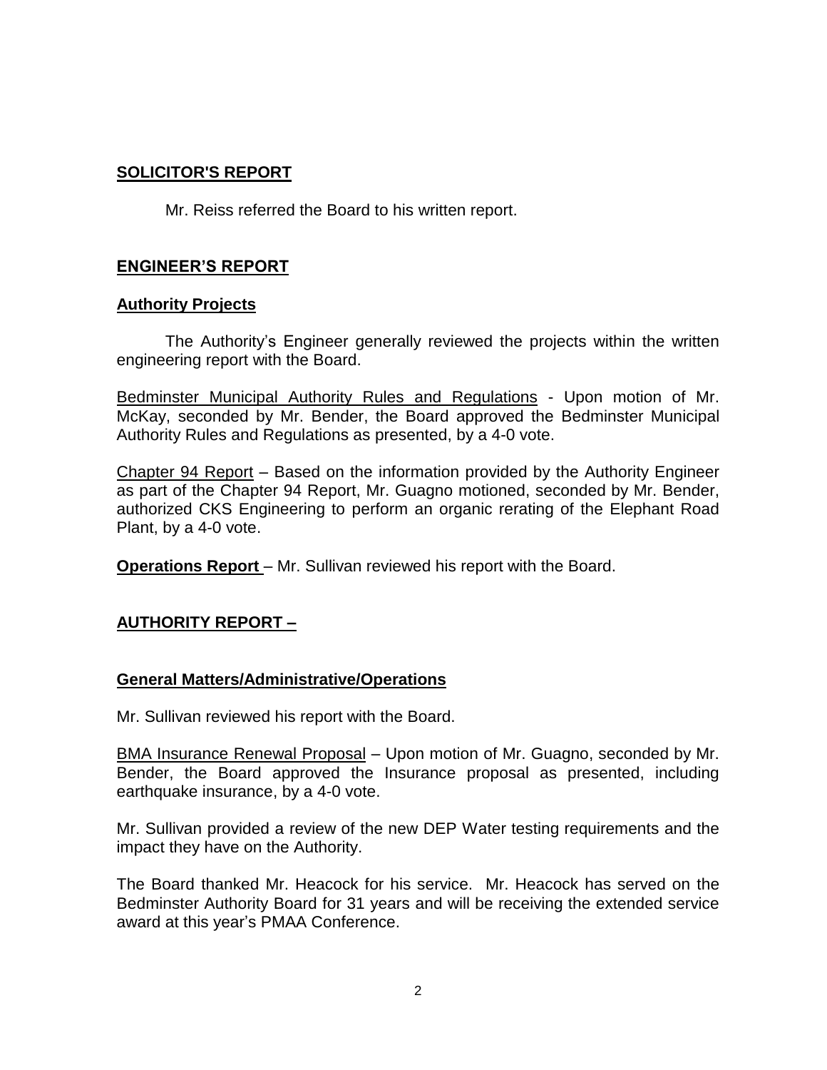## SOLICITOR'S REPORT

Mr. Reiss referred the Board to his written report.

## ENGINEER'S REPORT

### Authority Projects

The Authority's Engineer generally reviewed the projects within the written engineering report with the Board.

Bedminster Municipal Authority Rules and Regulations - Upon motion of Mr. McKay, seconded by Mr. Bender, the Board approved the Bedminster Municipal Authority Rules and Regulations as presented, by a 4-0 vote.

Chapter 94 Report – Based on the information provided by the Authority Engineer as part of the Chapter 94 Report, Mr. Guagno motioned, seconded by Mr. Bender, authorized CKS Engineering to perform an organic rerating of the Elephant Road Plant, by a 4-0 vote.

**Operations Report** – Mr. Sullivan reviewed his report with the Board.

## AUTHORITY REPORT –

### General Matters/Administrative/Operations

Mr. Sullivan reviewed his report with the Board.

BMA Insurance Renewal Proposal – Upon motion of Mr. Guagno, seconded by Mr. Bender, the Board approved the Insurance proposal as presented, including earthquake insurance, by a 4-0 vote.

Mr. Sullivan provided a review of the new DEP Water testing requirements and the impact they have on the Authority.

The Board thanked Mr. Heacock for his service. Mr. Heacock has served on the Bedminster Authority Board for 31 years and will be receiving the extended service award at this year's PMAA Conference.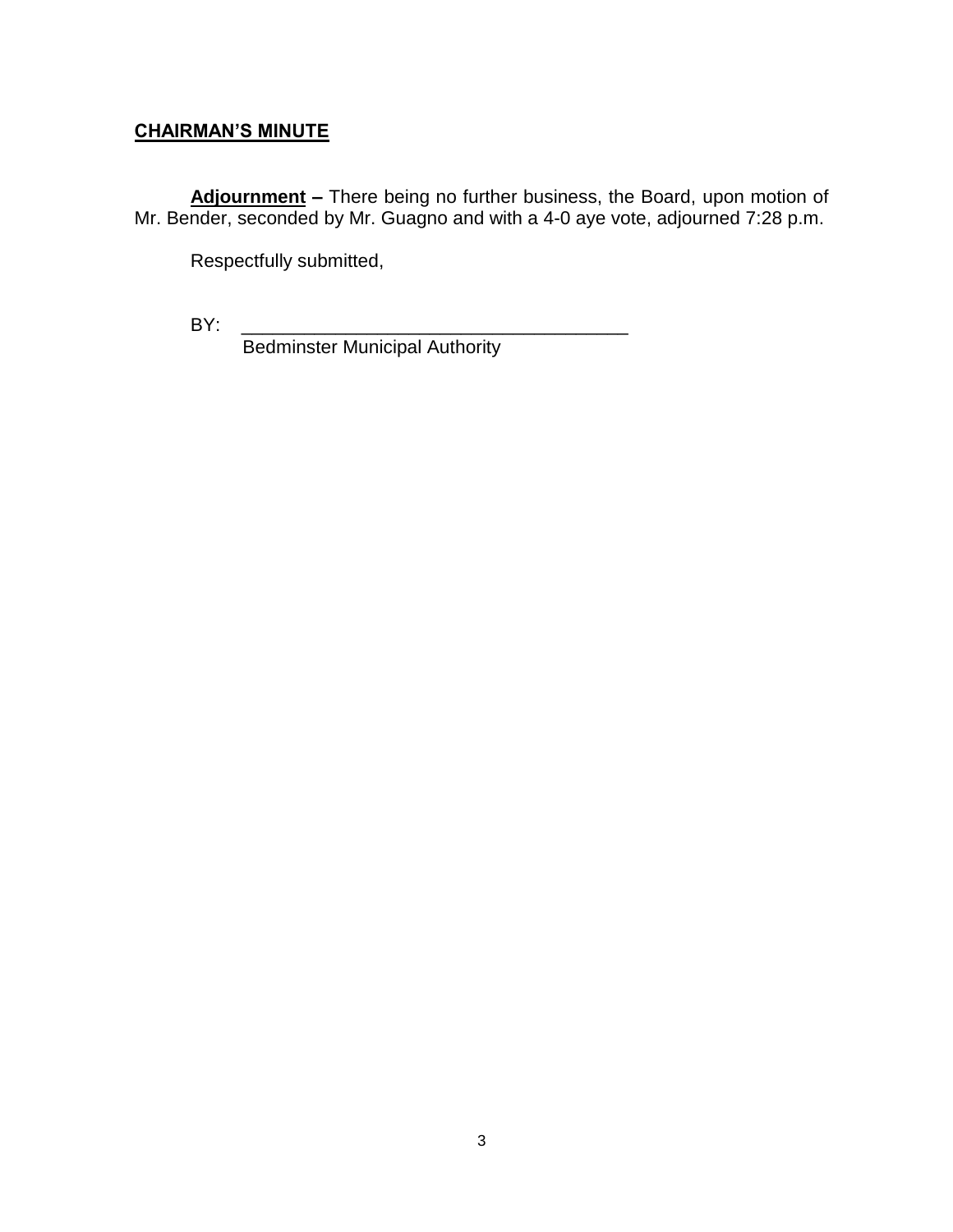**CHAIRMAN'S MINUTE**

**Adjournment –** There being no further business, the Board, upon motion of Mr. Bender, seconded by Mr. Guagno and with a 4-0 aye vote, adjourned 7:28 p.m.

Respectfully submitted,

BY: ______________________________________
Bedminster Municipal Authority